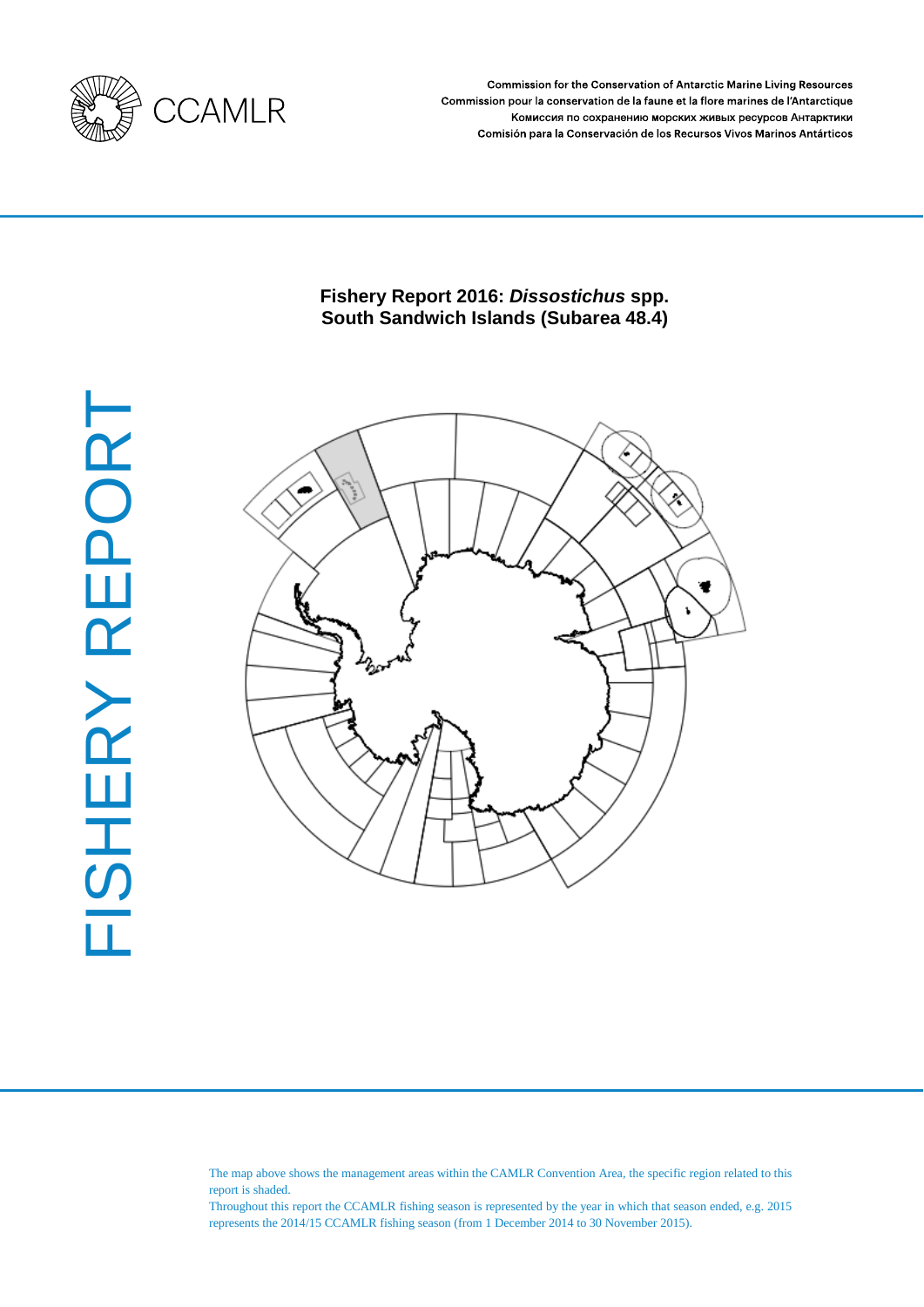CCAMLR

Commission for the Conservation of Antarctic Marine Living Resources
Commission pour la conservation de la faune et la flore marines de l'Antarctique
Комиссия по сохранению морских живых ресурсов Антарктики
Comisión para la Conservación de los Recursos Vivos Marinos Antárticos

# Fishery Report 2016: *Dissostichus* spp. South Sandwich Islands (Subarea 48.4)

FISHERY REPORT

The map above shows the management areas within the CAMLR Convention Area, the specific region related to this report is shaded.
Throughout this report the CCAMLR fishing season is represented by the year in which that season ended, e.g. 2015 represents the 2014/15 CCAMLR fishing season (from 1 December 2014 to 30 November 2015).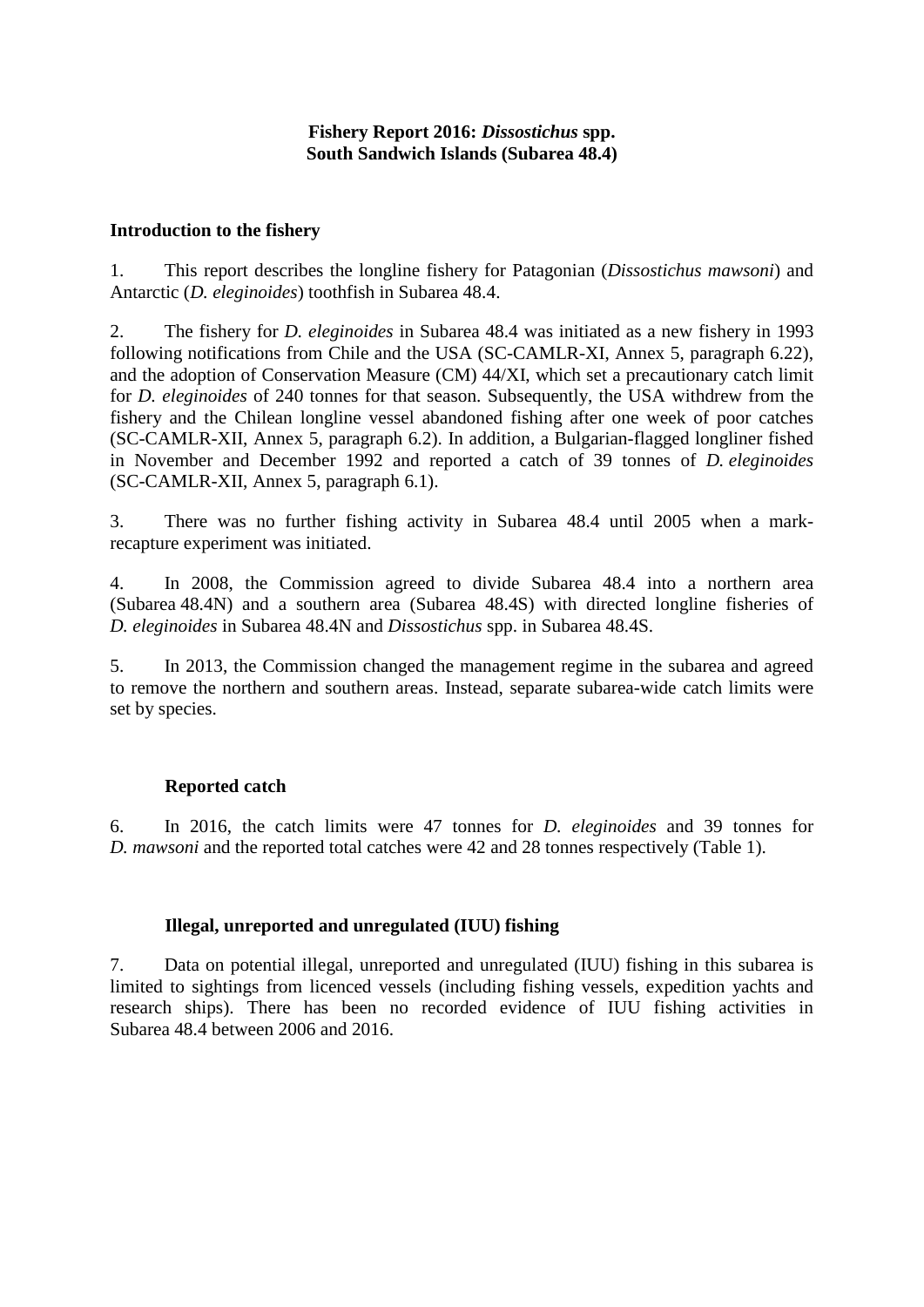# Fishery Report 2016: *Dissostichus* spp. South Sandwich Islands (Subarea 48.4)

## Introduction to the fishery

1. This report describes the longline fishery for Patagonian (*Dissostichus mawsoni*) and Antarctic (*D. eleginoides*) toothfish in Subarea 48.4.

2. The fishery for *D. eleginoides* in Subarea 48.4 was initiated as a new fishery in 1993 following notifications from Chile and the USA (SC-CAMLR-XI, Annex 5, paragraph 6.22), and the adoption of Conservation Measure (CM) 44/XI, which set a precautionary catch limit for *D. eleginoides* of 240 tonnes for that season. Subsequently, the USA withdrew from the fishery and the Chilean longline vessel abandoned fishing after one week of poor catches (SC-CAMLR-XII, Annex 5, paragraph 6.2). In addition, a Bulgarian-flagged longliner fished in November and December 1992 and reported a catch of 39 tonnes of *D. eleginoides* (SC-CAMLR-XII, Annex 5, paragraph 6.1).

3. There was no further fishing activity in Subarea 48.4 until 2005 when a mark-recapture experiment was initiated.

4. In 2008, the Commission agreed to divide Subarea 48.4 into a northern area (Subarea 48.4N) and a southern area (Subarea 48.4S) with directed longline fisheries of *D. eleginoides* in Subarea 48.4N and *Dissostichus* spp. in Subarea 48.4S.

5. In 2013, the Commission changed the management regime in the subarea and agreed to remove the northern and southern areas. Instead, separate subarea-wide catch limits were set by species.

### Reported catch

6. In 2016, the catch limits were 47 tonnes for *D. eleginoides* and 39 tonnes for *D. mawsoni* and the reported total catches were 42 and 28 tonnes respectively (Table 1).

### Illegal, unreported and unregulated (IUU) fishing

7. Data on potential illegal, unreported and unregulated (IUU) fishing in this subarea is limited to sightings from licenced vessels (including fishing vessels, expedition yachts and research ships). There has been no recorded evidence of IUU fishing activities in Subarea 48.4 between 2006 and 2016.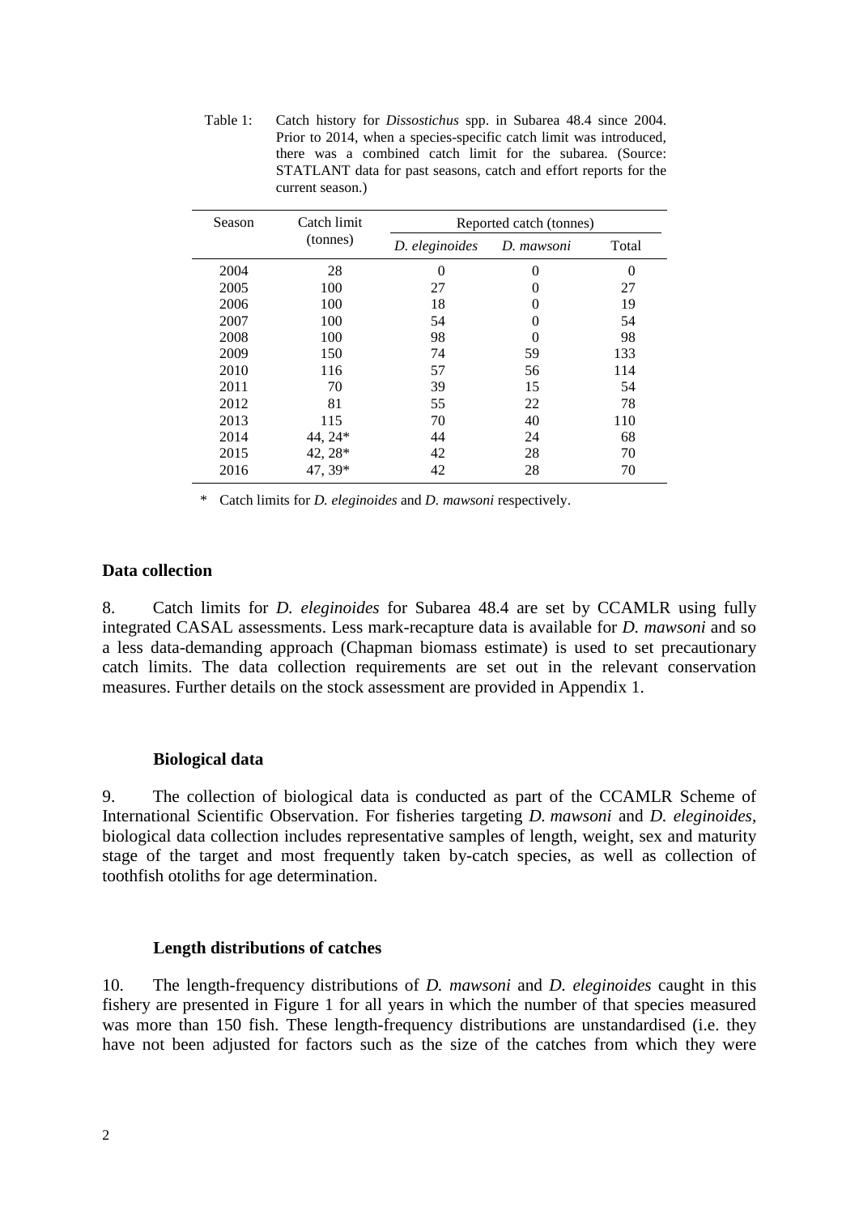Table 1: Catch history for *Dissostichus* spp. in Subarea 48.4 since 2004. Prior to 2014, when a species-specific catch limit was introduced, there was a combined catch limit for the subarea. (Source: STATLANT data for past seasons, catch and effort reports for the current season.)

| Season | Catch limit (tonnes) | Reported catch (tonnes) | | |
|---|---|---|---|---|
| | | *D. eleginoides* | *D. mawsoni* | Total |
| 2004 | 28 | 0 | 0 | 0 |
| 2005 | 100 | 27 | 0 | 27 |
| 2006 | 100 | 18 | 0 | 19 |
| 2007 | 100 | 54 | 0 | 54 |
| 2008 | 100 | 98 | 0 | 98 |
| 2009 | 150 | 74 | 59 | 133 |
| 2010 | 116 | 57 | 56 | 114 |
| 2011 | 70 | 39 | 15 | 54 |
| 2012 | 81 | 55 | 22 | 78 |
| 2013 | 115 | 70 | 40 | 110 |
| 2014 | 44, 24* | 44 | 24 | 68 |
| 2015 | 42, 28* | 42 | 28 | 70 |
| 2016 | 47, 39* | 42 | 28 | 70 |

\* Catch limits for *D. eleginoides* and *D. mawsoni* respectively.

## Data collection

8. Catch limits for *D. eleginoides* for Subarea 48.4 are set by CCAMLR using fully integrated CASAL assessments. Less mark-recapture data is available for *D. mawsoni* and so a less data-demanding approach (Chapman biomass estimate) is used to set precautionary catch limits. The data collection requirements are set out in the relevant conservation measures. Further details on the stock assessment are provided in Appendix 1.

### Biological data

9. The collection of biological data is conducted as part of the CCAMLR Scheme of International Scientific Observation. For fisheries targeting *D. mawsoni* and *D. eleginoides,* biological data collection includes representative samples of length, weight, sex and maturity stage of the target and most frequently taken by-catch species, as well as collection of toothfish otoliths for age determination.

### Length distributions of catches

10. The length-frequency distributions of *D. mawsoni* and *D. eleginoides* caught in this fishery are presented in Figure 1 for all years in which the number of that species measured was more than 150 fish. These length-frequency distributions are unstandardised (i.e. they have not been adjusted for factors such as the size of the catches from which they were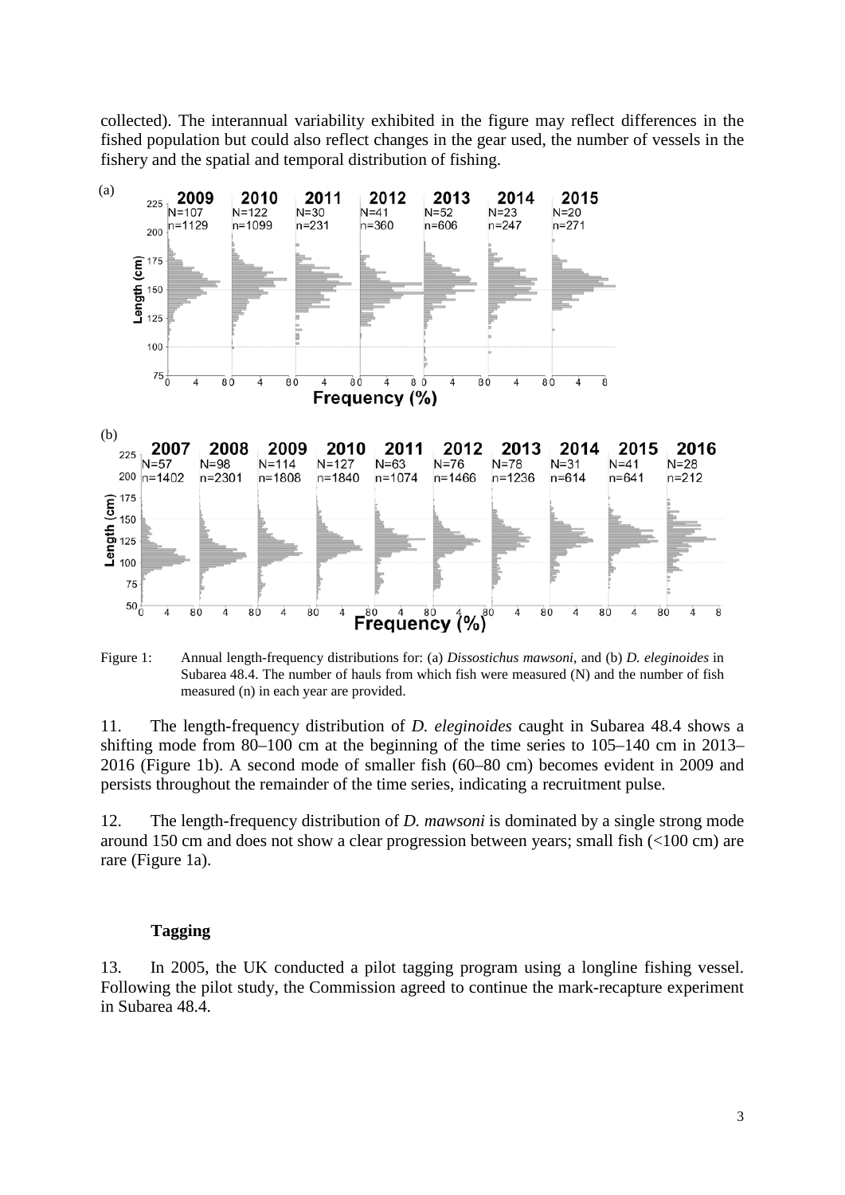collected). The interannual variability exhibited in the figure may reflect differences in the fished population but could also reflect changes in the gear used, the number of vessels in the fishery and the spatial and temporal distribution of fishing.

Figure 1: Annual length-frequency distributions for: (a) *Dissostichus mawsoni*, and (b) *D. eleginoides* in Subarea 48.4. The number of hauls from which fish were measured (N) and the number of fish measured (n) in each year are provided.

11. The length-frequency distribution of *D. eleginoides* caught in Subarea 48.4 shows a shifting mode from 80–100 cm at the beginning of the time series to 105–140 cm in 2013–2016 (Figure 1b). A second mode of smaller fish (60–80 cm) becomes evident in 2009 and persists throughout the remainder of the time series, indicating a recruitment pulse.

12. The length-frequency distribution of *D. mawsoni* is dominated by a single strong mode around 150 cm and does not show a clear progression between years; small fish (<100 cm) are rare (Figure 1a).

### Tagging

13. In 2005, the UK conducted a pilot tagging program using a longline fishing vessel. Following the pilot study, the Commission agreed to continue the mark-recapture experiment in Subarea 48.4.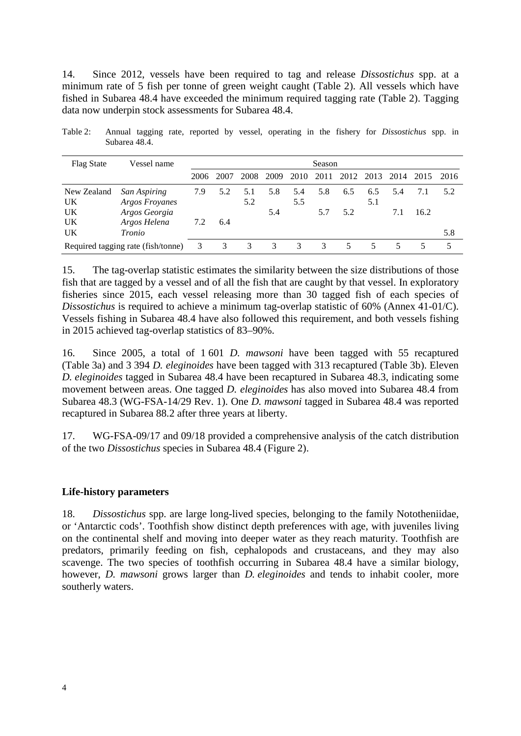14. Since 2012, vessels have been required to tag and release *Dissostichus* spp. at a minimum rate of 5 fish per tonne of green weight caught (Table 2). All vessels which have fished in Subarea 48.4 have exceeded the minimum required tagging rate (Table 2). Tagging data now underpin stock assessments for Subarea 48.4.

Table 2: Annual tagging rate, reported by vessel, operating in the fishery for *Dissostichus* spp. in Subarea 48.4.

| Flag State | Vessel name | Season | | | | | | | | | | |
|---|---|---|---|---|---|---|---|---|---|---|---|---|
| | | 2006 | 2007 | 2008 | 2009 | 2010 | 2011 | 2012 | 2013 | 2014 | 2015 | 2016 |
| New Zealand | *San Aspiring* | 7.9 | 5.2 | 5.1 | 5.8 | 5.4 | 5.8 | 6.5 | 6.5 | 5.4 | 7.1 | 5.2 |
| UK | *Argos Froyanes* | | | 5.2 | | 5.5 | | | 5.1 | | | |
| UK | *Argos Georgia* | | | | 5.4 | | 5.7 | 5.2 | | 7.1 | 16.2 | |
| UK | *Argos Helena* | 7.2 | 6.4 | | | | | | | | | |
| UK | *Tronio* | | | | | | | | | | | 5.8 |
| Required tagging rate (fish/tonne) | | 3 | 3 | 3 | 3 | 3 | 3 | 5 | 5 | 5 | 5 | 5 |

15. The tag-overlap statistic estimates the similarity between the size distributions of those fish that are tagged by a vessel and of all the fish that are caught by that vessel. In exploratory fisheries since 2015, each vessel releasing more than 30 tagged fish of each species of *Dissostichus* is required to achieve a minimum tag-overlap statistic of 60% (Annex 41-01/C). Vessels fishing in Subarea 48.4 have also followed this requirement, and both vessels fishing in 2015 achieved tag-overlap statistics of 83–90%.

16. Since 2005, a total of 1 601 *D. mawsoni* have been tagged with 55 recaptured (Table 3a) and 3 394 *D. eleginoides* have been tagged with 313 recaptured (Table 3b). Eleven *D. eleginoides* tagged in Subarea 48.4 have been recaptured in Subarea 48.3, indicating some movement between areas. One tagged *D. eleginoides* has also moved into Subarea 48.4 from Subarea 48.3 (WG-FSA-14/29 Rev. 1). One *D. mawsoni* tagged in Subarea 48.4 was reported recaptured in Subarea 88.2 after three years at liberty.

17. WG-FSA-09/17 and 09/18 provided a comprehensive analysis of the catch distribution of the two *Dissostichus* species in Subarea 48.4 (Figure 2).

## Life-history parameters

18. *Dissostichus* spp. are large long-lived species, belonging to the family Nototheniidae, or 'Antarctic cods'. Toothfish show distinct depth preferences with age, with juveniles living on the continental shelf and moving into deeper water as they reach maturity. Toothfish are predators, primarily feeding on fish, cephalopods and crustaceans, and they may also scavenge. The two species of toothfish occurring in Subarea 48.4 have a similar biology, however, *D. mawsoni* grows larger than *D. eleginoides* and tends to inhabit cooler, more southerly waters.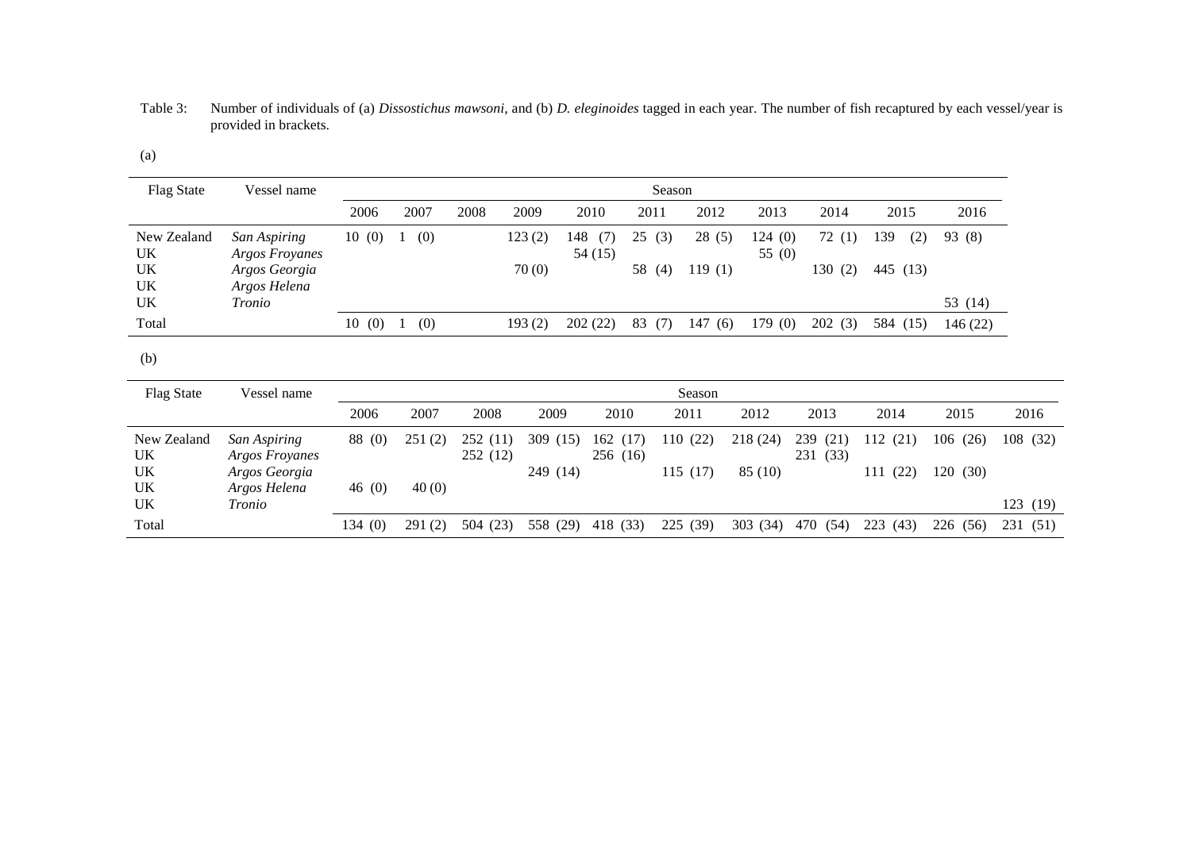Table 3: Number of individuals of (a) *Dissostichus mawsoni*, and (b) *D. eleginoides* tagged in each year. The number of fish recaptured by each vessel/year is provided in brackets.

(a)

| Flag State | Vessel name | Season | | | | | | | | | | |
|---|---|---|---|---|---|---|---|---|---|---|---|---|
| | | 2006 | 2007 | 2008 | 2009 | 2010 | 2011 | 2012 | 2013 | 2014 | 2015 | 2016 |
| New Zealand | *San Aspiring* | 10 (0) | 1 (0) | | 123 (2) | 148 (7) | 25 (3) | 28 (5) | 124 (0) | 72 (1) | 139 (2) | 93 (8) |
| UK | *Argos Froyanes* | | | | | 54 (15) | | | 55 (0) | | | |
| UK | *Argos Georgia* | | | | 70 (0) | | 58 (4) | 119 (1) | | 130 (2) | 445 (13) | |
| UK | *Argos Helena* | | | | | | | | | | | |
| UK | *Tronio* | | | | | | | | | | | 53 (14) |
| Total | | 10 (0) | 1 (0) | | 193 (2) | 202 (22) | 83 (7) | 147 (6) | 179 (0) | 202 (3) | 584 (15) | 146 (22) |

(b)

| Flag State | Vessel name | Season | | | | | | | | | | |
|---|---|---|---|---|---|---|---|---|---|---|---|---|
| | | 2006 | 2007 | 2008 | 2009 | 2010 | 2011 | 2012 | 2013 | 2014 | 2015 | 2016 |
| New Zealand | *San Aspiring* | 88 (0) | 251 (2) | 252 (11) | 309 (15) | 162 (17) | 110 (22) | 218 (24) | 239 (21) | 112 (21) | 106 (26) | 108 (32) |
| UK | *Argos Froyanes* | | | 252 (12) | | 256 (16) | | | 231 (33) | | | |
| UK | *Argos Georgia* | | | | 249 (14) | | 115 (17) | 85 (10) | | 111 (22) | 120 (30) | |
| UK | *Argos Helena* | 46 (0) | 40 (0) | | | | | | | | | |
| UK | *Tronio* | | | | | | | | | | | 123 (19) |
| Total | | 134 (0) | 291 (2) | 504 (23) | 558 (29) | 418 (33) | 225 (39) | 303 (34) | 470 (54) | 223 (43) | 226 (56) | 231 (51) |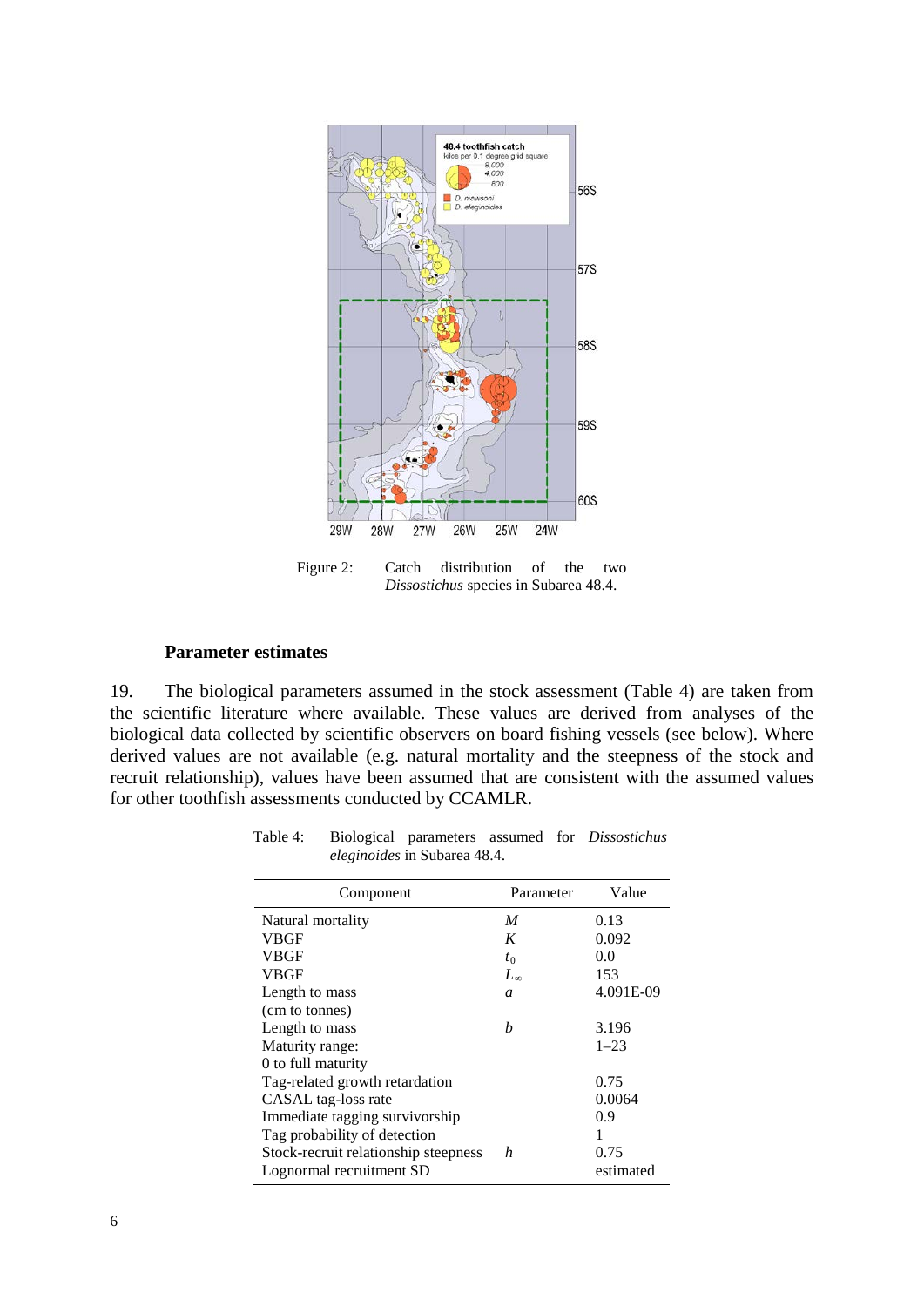Figure 2: Catch distribution of the two *Dissostichus* species in Subarea 48.4.

### Parameter estimates

19. The biological parameters assumed in the stock assessment (Table 4) are taken from the scientific literature where available. These values are derived from analyses of the biological data collected by scientific observers on board fishing vessels (see below). Where derived values are not available (e.g. natural mortality and the steepness of the stock and recruit relationship), values have been assumed that are consistent with the assumed values for other toothfish assessments conducted by CCAMLR.

Table 4: Biological parameters assumed for *Dissostichus eleginoides* in Subarea 48.4.

| Component | Parameter | Value |
|---|---|---|
| Natural mortality | $M$ | 0.13 |
| VBGF | $K$ | 0.092 |
| VBGF | $t_0$ | 0.0 |
| VBGF | $L_\infty$ | 153 |
| Length to mass (cm to tonnes) | $a$ | 4.091E-09 |
| Length to mass | $b$ | 3.196 |
| Maturity range: 0 to full maturity | | 1–23 |
| Tag-related growth retardation | | 0.75 |
| CASAL tag-loss rate | | 0.0064 |
| Immediate tagging survivorship | | 0.9 |
| Tag probability of detection | | 1 |
| Stock-recruit relationship steepness | $h$ | 0.75 |
| Lognormal recruitment SD | | estimated |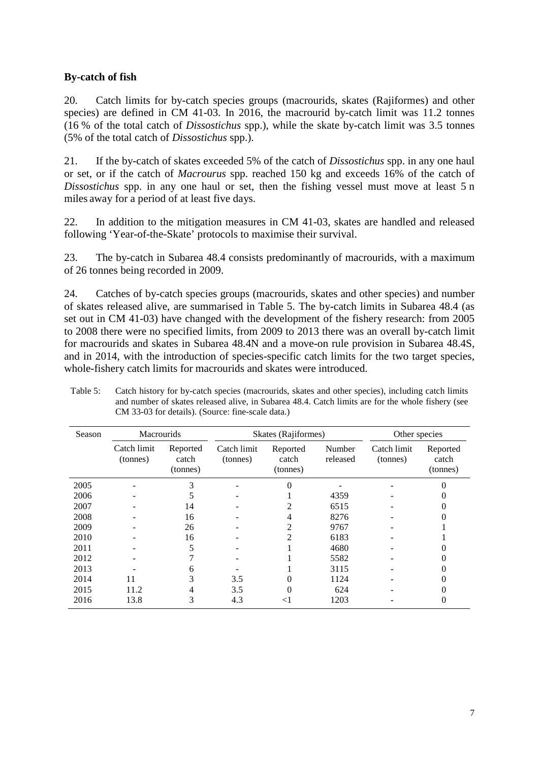**By-catch of fish**

20. Catch limits for by-catch species groups (macrourids, skates (Rajiformes) and other species) are defined in CM 41-03. In 2016, the macrourid by-catch limit was 11.2 tonnes (16 % of the total catch of *Dissostichus* spp.), while the skate by-catch limit was 3.5 tonnes (5% of the total catch of *Dissostichus* spp.).

21. If the by-catch of skates exceeded 5% of the catch of *Dissostichus* spp. in any one haul or set, or if the catch of *Macrourus* spp. reached 150 kg and exceeds 16% of the catch of *Dissostichus* spp. in any one haul or set, then the fishing vessel must move at least 5 n miles away for a period of at least five days.

22. In addition to the mitigation measures in CM 41-03, skates are handled and released following 'Year-of-the-Skate' protocols to maximise their survival.

23. The by-catch in Subarea 48.4 consists predominantly of macrourids, with a maximum of 26 tonnes being recorded in 2009.

24. Catches of by-catch species groups (macrourids, skates and other species) and number of skates released alive, are summarised in Table 5. The by-catch limits in Subarea 48.4 (as set out in CM 41-03) have changed with the development of the fishery research: from 2005 to 2008 there were no specified limits, from 2009 to 2013 there was an overall by-catch limit for macrourids and skates in Subarea 48.4N and a move-on rule provision in Subarea 48.4S, and in 2014, with the introduction of species-specific catch limits for the two target species, whole-fishery catch limits for macrourids and skates were introduced.

Table 5: Catch history for by-catch species (macrourids, skates and other species), including catch limits and number of skates released alive, in Subarea 48.4. Catch limits are for the whole fishery (see CM 33-03 for details). (Source: fine-scale data.)

| Season | Macrourids | | Skates (Rajiformes) | | | Other species | |
|---|---|---|---|---|---|---|---|
| | Catch limit (tonnes) | Reported catch (tonnes) | Catch limit (tonnes) | Reported catch (tonnes) | Number released | Catch limit (tonnes) | Reported catch (tonnes) |
| 2005 | - | 3 | - | 0 | - | - | 0 |
| 2006 | - | 5 | - | 1 | 4359 | - | 0 |
| 2007 | - | 14 | - | 2 | 6515 | - | 0 |
| 2008 | - | 16 | - | 4 | 8276 | - | 0 |
| 2009 | - | 26 | - | 2 | 9767 | - | 1 |
| 2010 | - | 16 | - | 2 | 6183 | - | 1 |
| 2011 | - | 5 | - | 1 | 4680 | - | 0 |
| 2012 | - | 7 | - | 1 | 5582 | - | 0 |
| 2013 | - | 6 | - | 1 | 3115 | - | 0 |
| 2014 | 11 | 3 | 3.5 | 0 | 1124 | - | 0 |
| 2015 | 11.2 | 4 | 3.5 | 0 | 624 | - | 0 |
| 2016 | 13.8 | 3 | 4.3 | <1 | 1203 | - | 0 |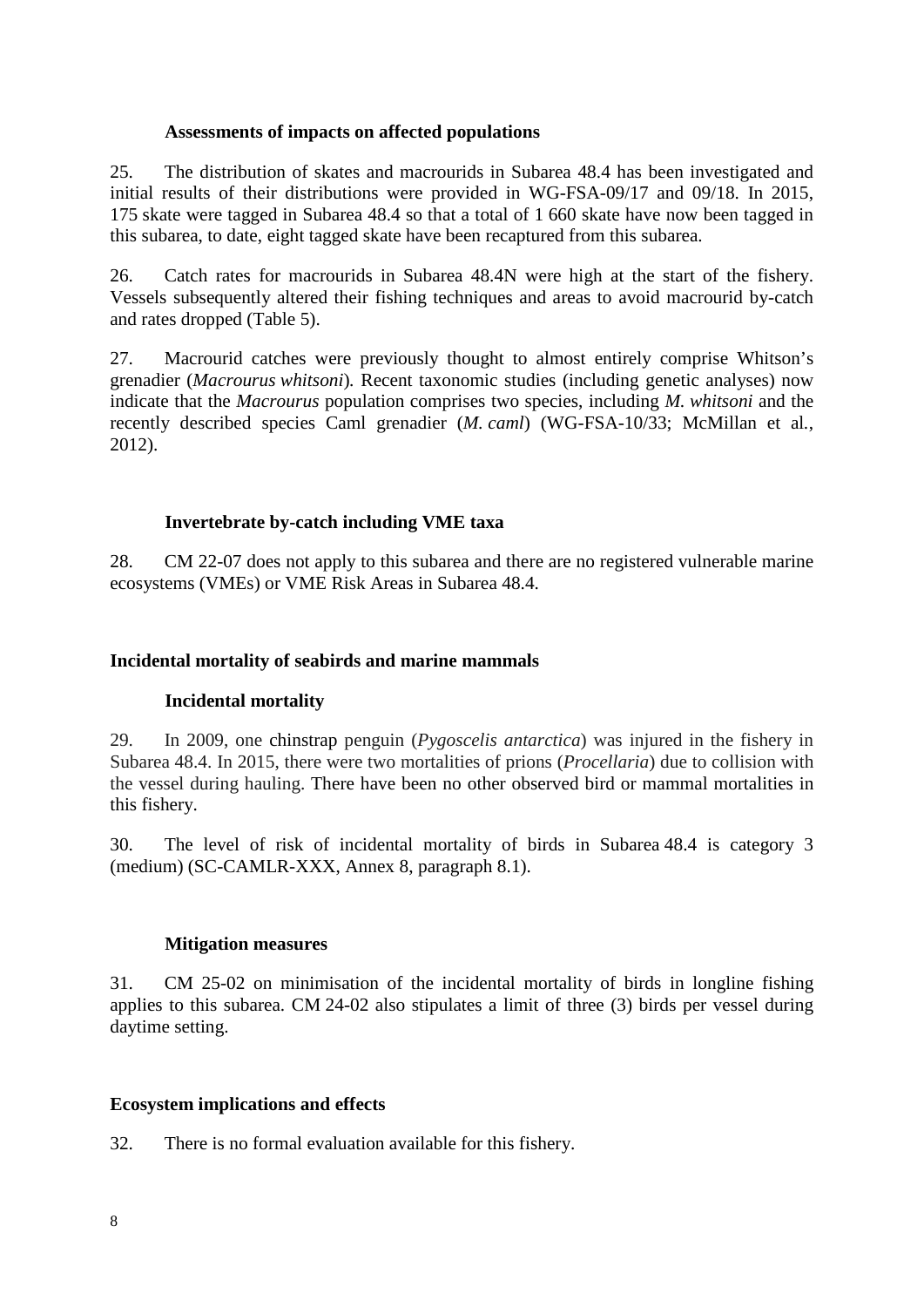### Assessments of impacts on affected populations

25. The distribution of skates and macrourids in Subarea 48.4 has been investigated and initial results of their distributions were provided in WG-FSA-09/17 and 09/18. In 2015, 175 skate were tagged in Subarea 48.4 so that a total of 1 660 skate have now been tagged in this subarea, to date, eight tagged skate have been recaptured from this subarea.

26. Catch rates for macrourids in Subarea 48.4N were high at the start of the fishery. Vessels subsequently altered their fishing techniques and areas to avoid macrourid by-catch and rates dropped (Table 5).

27. Macrourid catches were previously thought to almost entirely comprise Whitson's grenadier (*Macrourus whitsoni*). Recent taxonomic studies (including genetic analyses) now indicate that the *Macrourus* population comprises two species, including *M. whitsoni* and the recently described species Caml grenadier (*M. caml*) (WG-FSA-10/33; McMillan et al., 2012).

### Invertebrate by-catch including VME taxa

28. CM 22-07 does not apply to this subarea and there are no registered vulnerable marine ecosystems (VMEs) or VME Risk Areas in Subarea 48.4.

## Incidental mortality of seabirds and marine mammals

### Incidental mortality

29. In 2009, one chinstrap penguin (*Pygoscelis antarctica*) was injured in the fishery in Subarea 48.4. In 2015, there were two mortalities of prions (*Procellaria*) due to collision with the vessel during hauling. There have been no other observed bird or mammal mortalities in this fishery.

30. The level of risk of incidental mortality of birds in Subarea 48.4 is category 3 (medium) (SC-CAMLR-XXX, Annex 8, paragraph 8.1).

### Mitigation measures

31. CM 25-02 on minimisation of the incidental mortality of birds in longline fishing applies to this subarea. CM 24-02 also stipulates a limit of three (3) birds per vessel during daytime setting.

## Ecosystem implications and effects

32. There is no formal evaluation available for this fishery.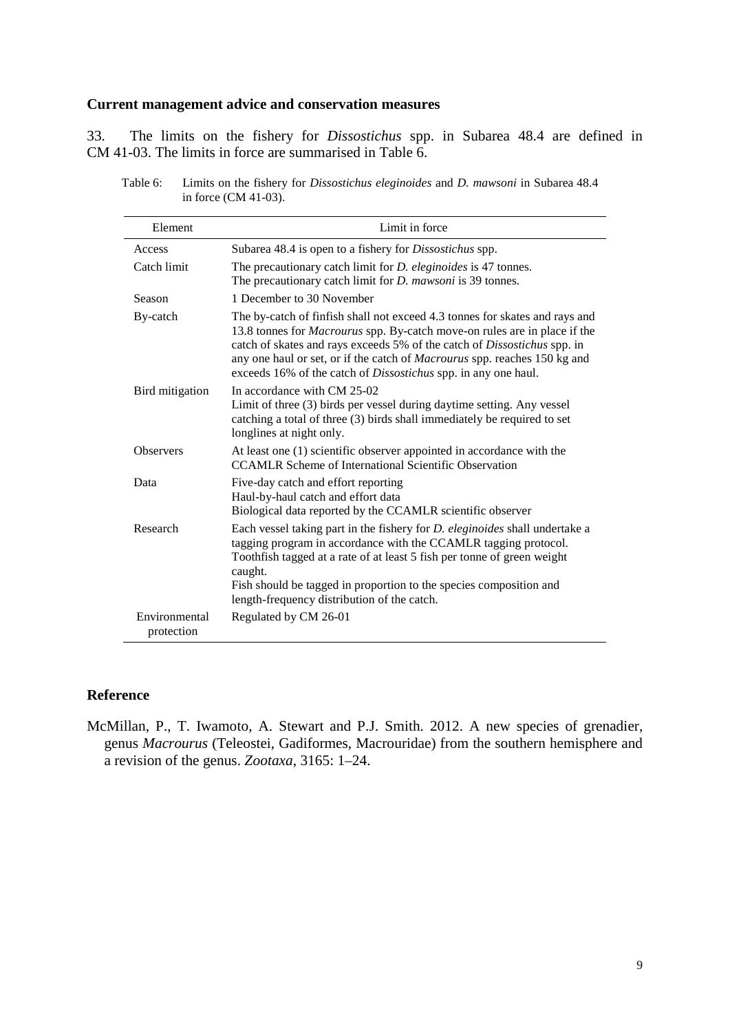## Current management advice and conservation measures

33. The limits on the fishery for *Dissostichus* spp. in Subarea 48.4 are defined in CM 41-03. The limits in force are summarised in Table 6.

Table 6: Limits on the fishery for *Dissostichus eleginoides* and *D. mawsoni* in Subarea 48.4 in force (CM 41-03).

| Element | Limit in force |
|---|---|
| Access | Subarea 48.4 is open to a fishery for *Dissostichus* spp. |
| Catch limit | The precautionary catch limit for *D. eleginoides* is 47 tonnes.<br>The precautionary catch limit for *D. mawsoni* is 39 tonnes. |
| Season | 1 December to 30 November |
| By-catch | The by-catch of finfish shall not exceed 4.3 tonnes for skates and rays and 13.8 tonnes for *Macrourus* spp. By-catch move-on rules are in place if the catch of skates and rays exceeds 5% of the catch of *Dissostichus* spp. in any one haul or set, or if the catch of *Macrourus* spp. reaches 150 kg and exceeds 16% of the catch of *Dissostichus* spp. in any one haul. |
| Bird mitigation | In accordance with CM 25-02<br>Limit of three (3) birds per vessel during daytime setting. Any vessel catching a total of three (3) birds shall immediately be required to set longlines at night only. |
| Observers | At least one (1) scientific observer appointed in accordance with the CCAMLR Scheme of International Scientific Observation |
| Data | Five-day catch and effort reporting<br>Haul-by-haul catch and effort data<br>Biological data reported by the CCAMLR scientific observer |
| Research | Each vessel taking part in the fishery for *D. eleginoides* shall undertake a tagging program in accordance with the CCAMLR tagging protocol. Toothfish tagged at a rate of at least 5 fish per tonne of green weight caught.<br>Fish should be tagged in proportion to the species composition and length-frequency distribution of the catch. |
| Environmental protection | Regulated by CM 26-01 |

## Reference

McMillan, P., T. Iwamoto, A. Stewart and P.J. Smith. 2012. A new species of grenadier, genus *Macrourus* (Teleostei, Gadiformes, Macrouridae) from the southern hemisphere and a revision of the genus. *Zootaxa*, 3165: 1–24.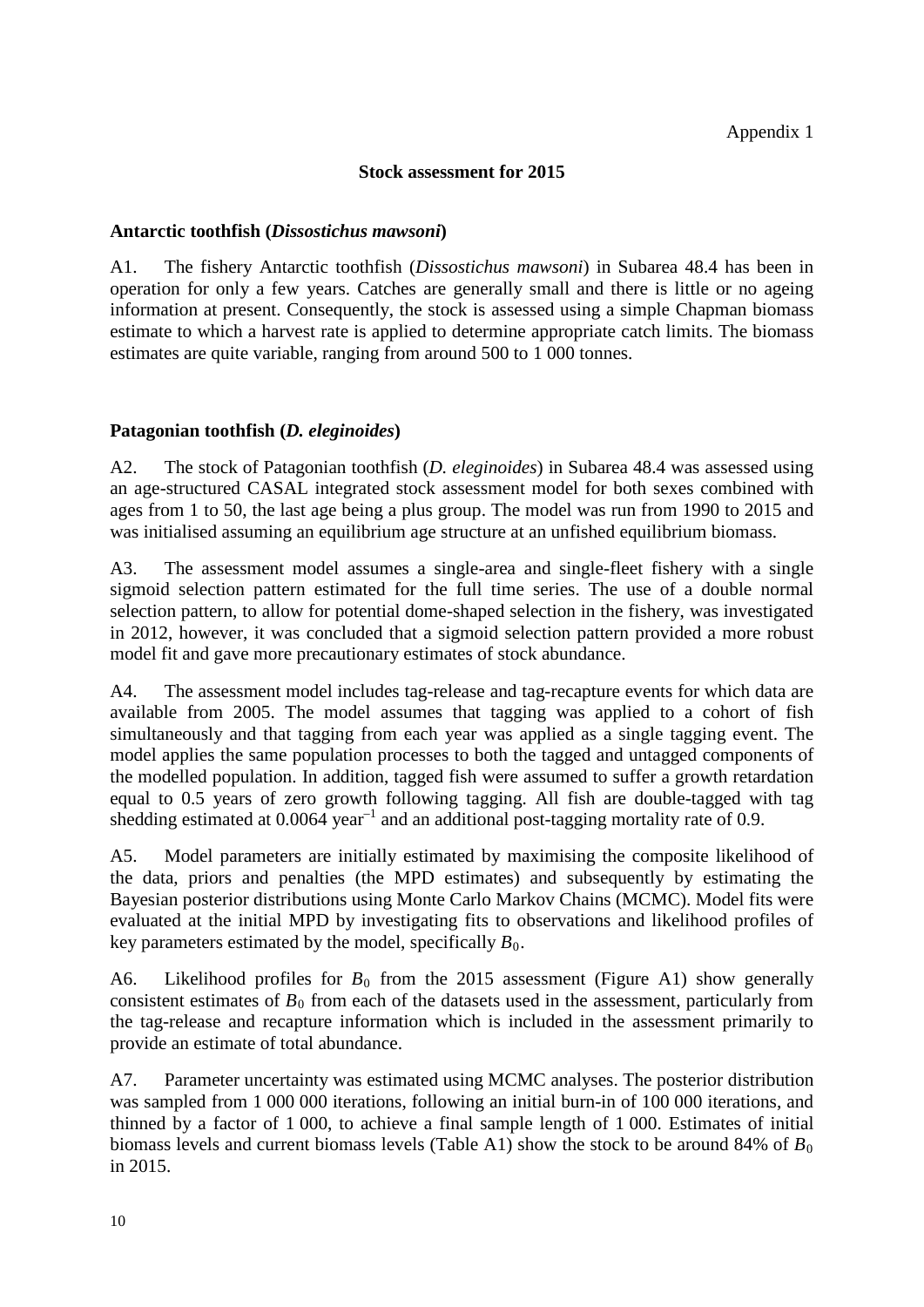Appendix 1

## Stock assessment for 2015

### Antarctic toothfish (*Dissostichus mawsoni*)

A1. The fishery Antarctic toothfish (*Dissostichus mawsoni*) in Subarea 48.4 has been in operation for only a few years. Catches are generally small and there is little or no ageing information at present. Consequently, the stock is assessed using a simple Chapman biomass estimate to which a harvest rate is applied to determine appropriate catch limits. The biomass estimates are quite variable, ranging from around 500 to 1 000 tonnes.

### Patagonian toothfish (*D. eleginoides*)

A2. The stock of Patagonian toothfish (*D. eleginoides*) in Subarea 48.4 was assessed using an age-structured CASAL integrated stock assessment model for both sexes combined with ages from 1 to 50, the last age being a plus group. The model was run from 1990 to 2015 and was initialised assuming an equilibrium age structure at an unfished equilibrium biomass.

A3. The assessment model assumes a single-area and single-fleet fishery with a single sigmoid selection pattern estimated for the full time series. The use of a double normal selection pattern, to allow for potential dome-shaped selection in the fishery, was investigated in 2012, however, it was concluded that a sigmoid selection pattern provided a more robust model fit and gave more precautionary estimates of stock abundance.

A4. The assessment model includes tag-release and tag-recapture events for which data are available from 2005. The model assumes that tagging was applied to a cohort of fish simultaneously and that tagging from each year was applied as a single tagging event. The model applies the same population processes to both the tagged and untagged components of the modelled population. In addition, tagged fish were assumed to suffer a growth retardation equal to 0.5 years of zero growth following tagging. All fish are double-tagged with tag shedding estimated at 0.0064 year$^{-1}$ and an additional post-tagging mortality rate of 0.9.

A5. Model parameters are initially estimated by maximising the composite likelihood of the data, priors and penalties (the MPD estimates) and subsequently by estimating the Bayesian posterior distributions using Monte Carlo Markov Chains (MCMC). Model fits were evaluated at the initial MPD by investigating fits to observations and likelihood profiles of key parameters estimated by the model, specifically $B_0$.

A6. Likelihood profiles for $B_0$ from the 2015 assessment (Figure A1) show generally consistent estimates of $B_0$ from each of the datasets used in the assessment, particularly from the tag-release and recapture information which is included in the assessment primarily to provide an estimate of total abundance.

A7. Parameter uncertainty was estimated using MCMC analyses. The posterior distribution was sampled from 1 000 000 iterations, following an initial burn-in of 100 000 iterations, and thinned by a factor of 1 000, to achieve a final sample length of 1 000. Estimates of initial biomass levels and current biomass levels (Table A1) show the stock to be around 84% of $B_0$ in 2015.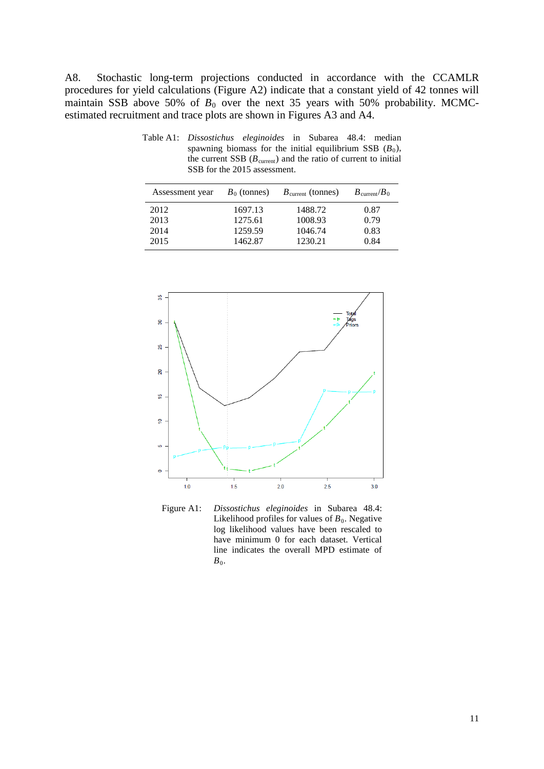A8. Stochastic long-term projections conducted in accordance with the CCAMLR procedures for yield calculations (Figure A2) indicate that a constant yield of 42 tonnes will maintain SSB above 50% of $B_0$ over the next 35 years with 50% probability. MCMC-estimated recruitment and trace plots are shown in Figures A3 and A4.

Table A1: *Dissostichus eleginoides* in Subarea 48.4: median spawning biomass for the initial equilibrium SSB ($B_0$), the current SSB ($B_{\text{current}}$) and the ratio of current to initial SSB for the 2015 assessment.

| Assessment year | $B_0$ (tonnes) | $B_{\text{current}}$ (tonnes) | $B_{\text{current}}/B_0$ |
|---|---|---|---|
| 2012 | 1697.13 | 1488.72 | 0.87 |
| 2013 | 1275.61 | 1008.93 | 0.79 |
| 2014 | 1259.59 | 1046.74 | 0.83 |
| 2015 | 1462.87 | 1230.21 | 0.84 |

Figure A1: *Dissostichus eleginoides* in Subarea 48.4: Likelihood profiles for values of $B_0$. Negative log likelihood values have been rescaled to have minimum 0 for each dataset. Vertical line indicates the overall MPD estimate of $B_0$.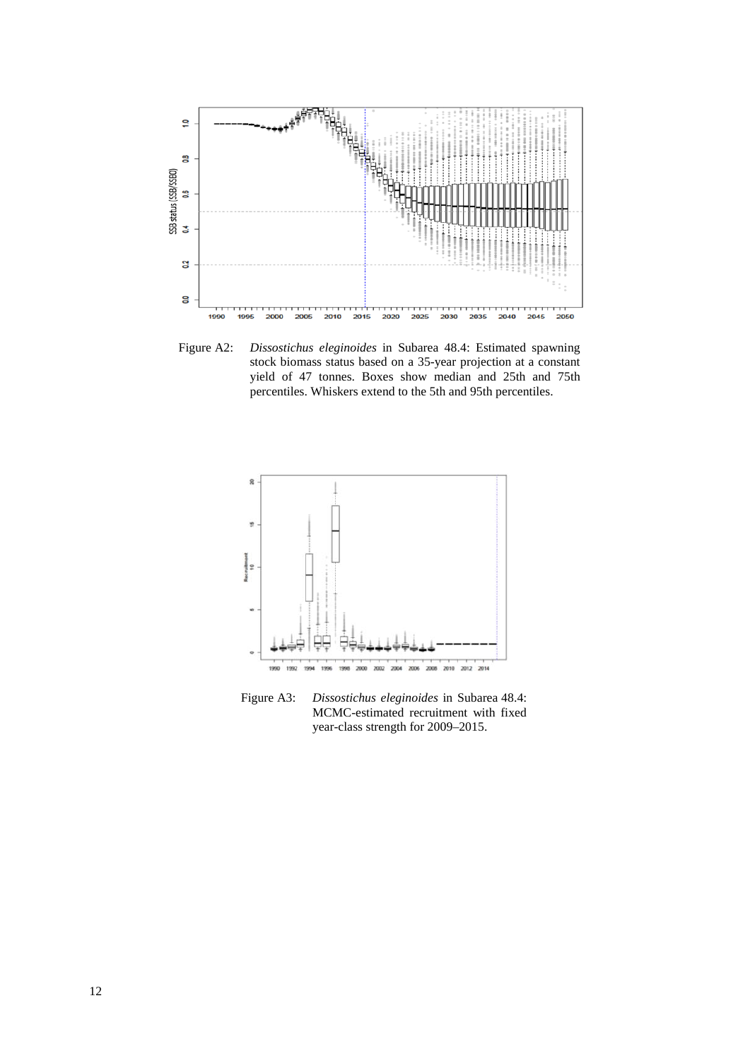Figure A2: *Dissostichus eleginoides* in Subarea 48.4: Estimated spawning stock biomass status based on a 35-year projection at a constant yield of 47 tonnes. Boxes show median and 25th and 75th percentiles. Whiskers extend to the 5th and 95th percentiles.

Figure A3: *Dissostichus eleginoides* in Subarea 48.4: MCMC-estimated recruitment with fixed year-class strength for 2009–2015.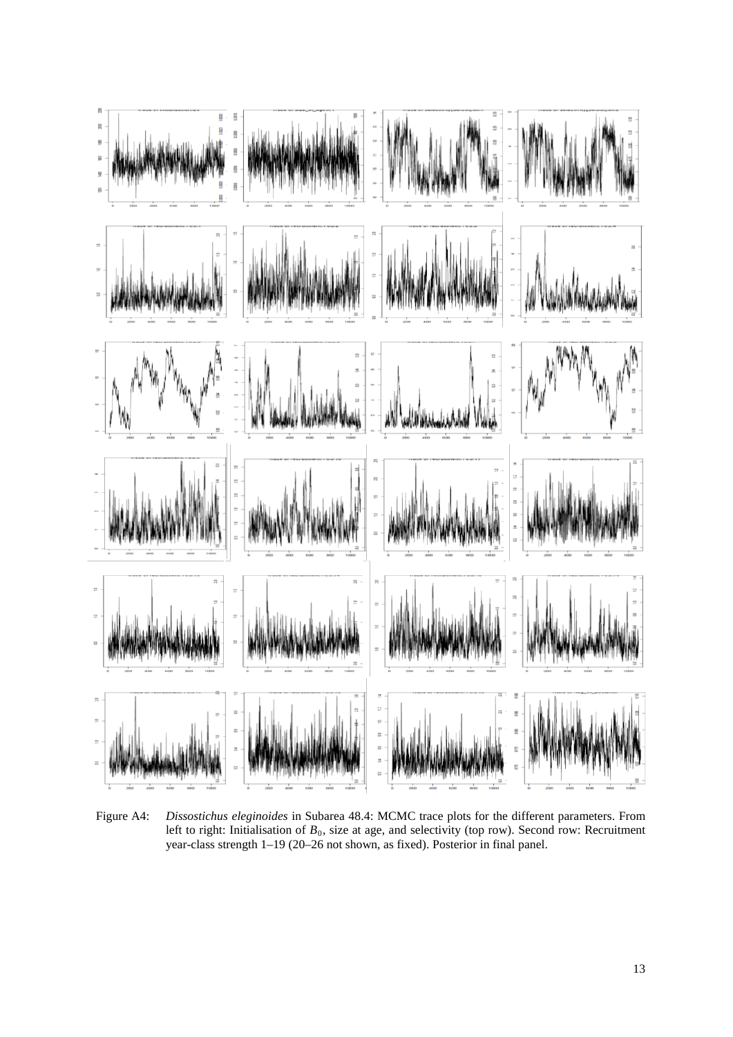Figure A4: *Dissostichus eleginoides* in Subarea 48.4: MCMC trace plots for the different parameters. From left to right: Initialisation of $B_0$, size at age, and selectivity (top row). Second row: Recruitment year-class strength 1–19 (20–26 not shown, as fixed). Posterior in final panel.